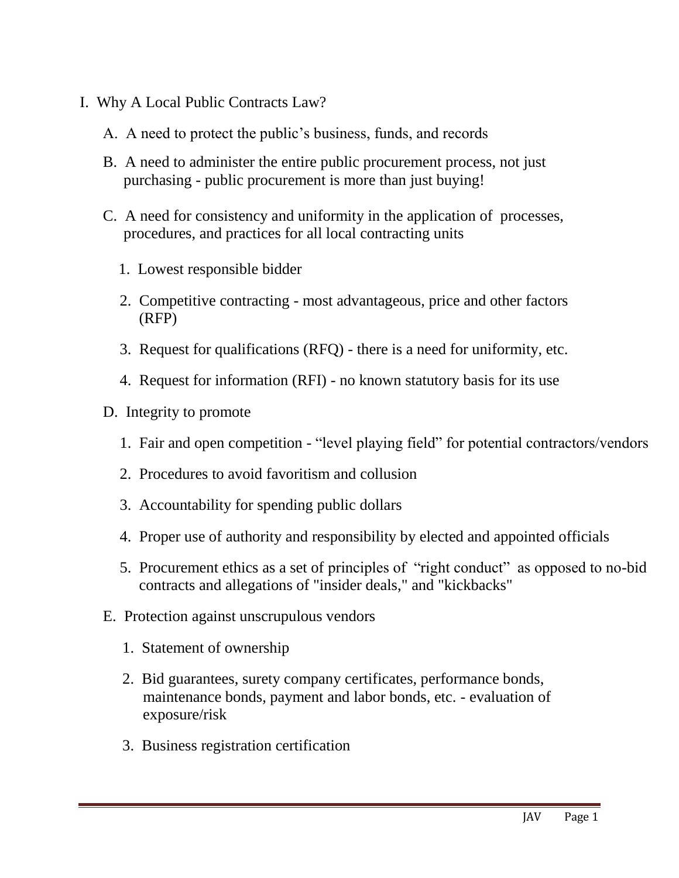# I. Why A Local Public Contracts Law?

A. A need to protect the public's business, funds, and records

B. A need to administer the entire public procurement process, not just purchasing - public procurement is more than just buying!

C. A need for consistency and uniformity in the application of processes, procedures, and practices for all local contracting units

1. Lowest responsible bidder
2. Competitive contracting - most advantageous, price and other factors (RFP)
3. Request for qualifications (RFQ) - there is a need for uniformity, etc.
4. Request for information (RFI) - no known statutory basis for its use

D. Integrity to promote

1. Fair and open competition - "level playing field" for potential contractors/vendors
2. Procedures to avoid favoritism and collusion
3. Accountability for spending public dollars
4. Proper use of authority and responsibility by elected and appointed officials
5. Procurement ethics as a set of principles of "right conduct" as opposed to no-bid contracts and allegations of "insider deals," and "kickbacks"

E. Protection against unscrupulous vendors

1. Statement of ownership
2. Bid guarantees, surety company certificates, performance bonds, maintenance bonds, payment and labor bonds, etc. - evaluation of exposure/risk
3. Business registration certification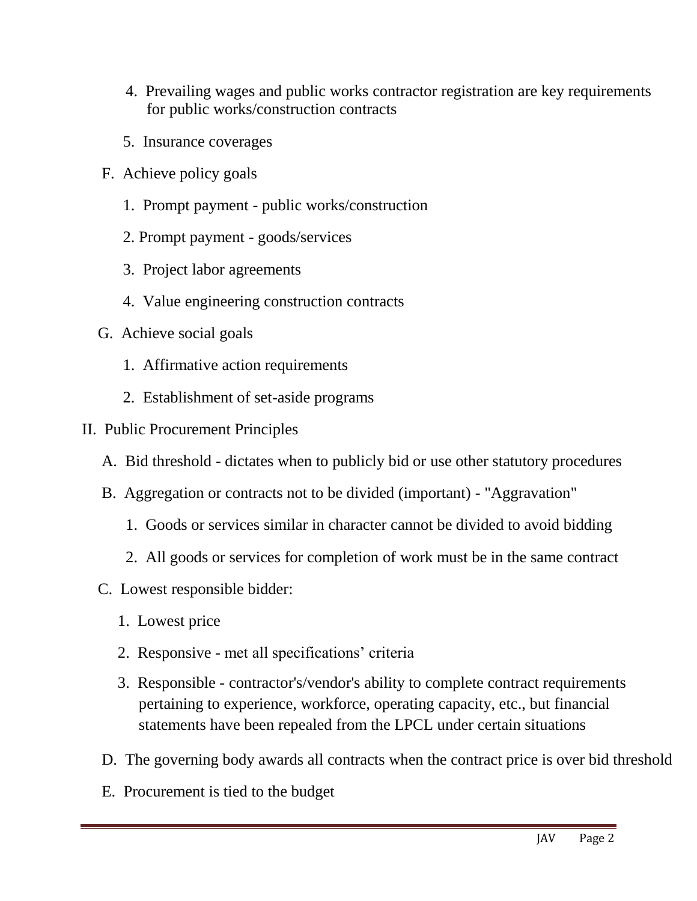4. Prevailing wages and public works contractor registration are key requirements for public works/construction contracts

5. Insurance coverages

F. Achieve policy goals

1. Prompt payment - public works/construction

2. Prompt payment - goods/services

3. Project labor agreements

4. Value engineering construction contracts

G. Achieve social goals

1. Affirmative action requirements

2. Establishment of set-aside programs

II. Public Procurement Principles

A. Bid threshold - dictates when to publicly bid or use other statutory procedures

B. Aggregation or contracts not to be divided (important) - "Aggravation"

1. Goods or services similar in character cannot be divided to avoid bidding

2. All goods or services for completion of work must be in the same contract

C. Lowest responsible bidder:

1. Lowest price

2. Responsive - met all specifications' criteria

3. Responsible - contractor's/vendor's ability to complete contract requirements pertaining to experience, workforce, operating capacity, etc., but financial statements have been repealed from the LPCL under certain situations

D. The governing body awards all contracts when the contract price is over bid threshold

E. Procurement is tied to the budget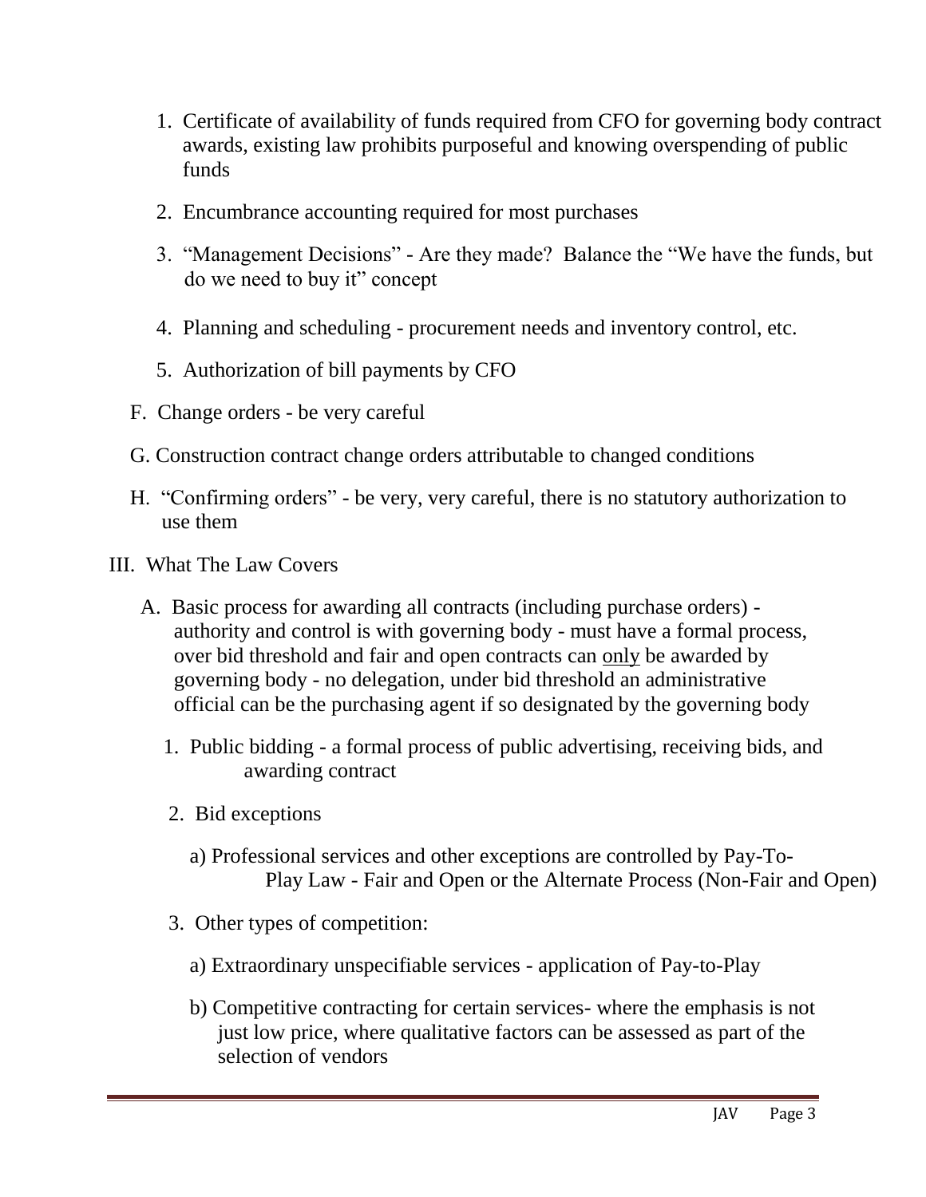1. Certificate of availability of funds required from CFO for governing body contract awards, existing law prohibits purposeful and knowing overspending of public funds

2. Encumbrance accounting required for most purchases

3. "Management Decisions" - Are they made? Balance the "We have the funds, but do we need to buy it" concept

4. Planning and scheduling - procurement needs and inventory control, etc.

5. Authorization of bill payments by CFO

F. Change orders - be very careful

G. Construction contract change orders attributable to changed conditions

H. "Confirming orders" - be very, very careful, there is no statutory authorization to use them

III. What The Law Covers

A. Basic process for awarding all contracts (including purchase orders) - authority and control is with governing body - must have a formal process, over bid threshold and fair and open contracts can <u>only</u> be awarded by governing body - no delegation, under bid threshold an administrative official can be the purchasing agent if so designated by the governing body

1. Public bidding - a formal process of public advertising, receiving bids, and awarding contract

2. Bid exceptions

a) Professional services and other exceptions are controlled by Pay-To-Play Law - Fair and Open or the Alternate Process (Non-Fair and Open)

3. Other types of competition:

a) Extraordinary unspecifiable services - application of Pay-to-Play

b) Competitive contracting for certain services- where the emphasis is not just low price, where qualitative factors can be assessed as part of the selection of vendors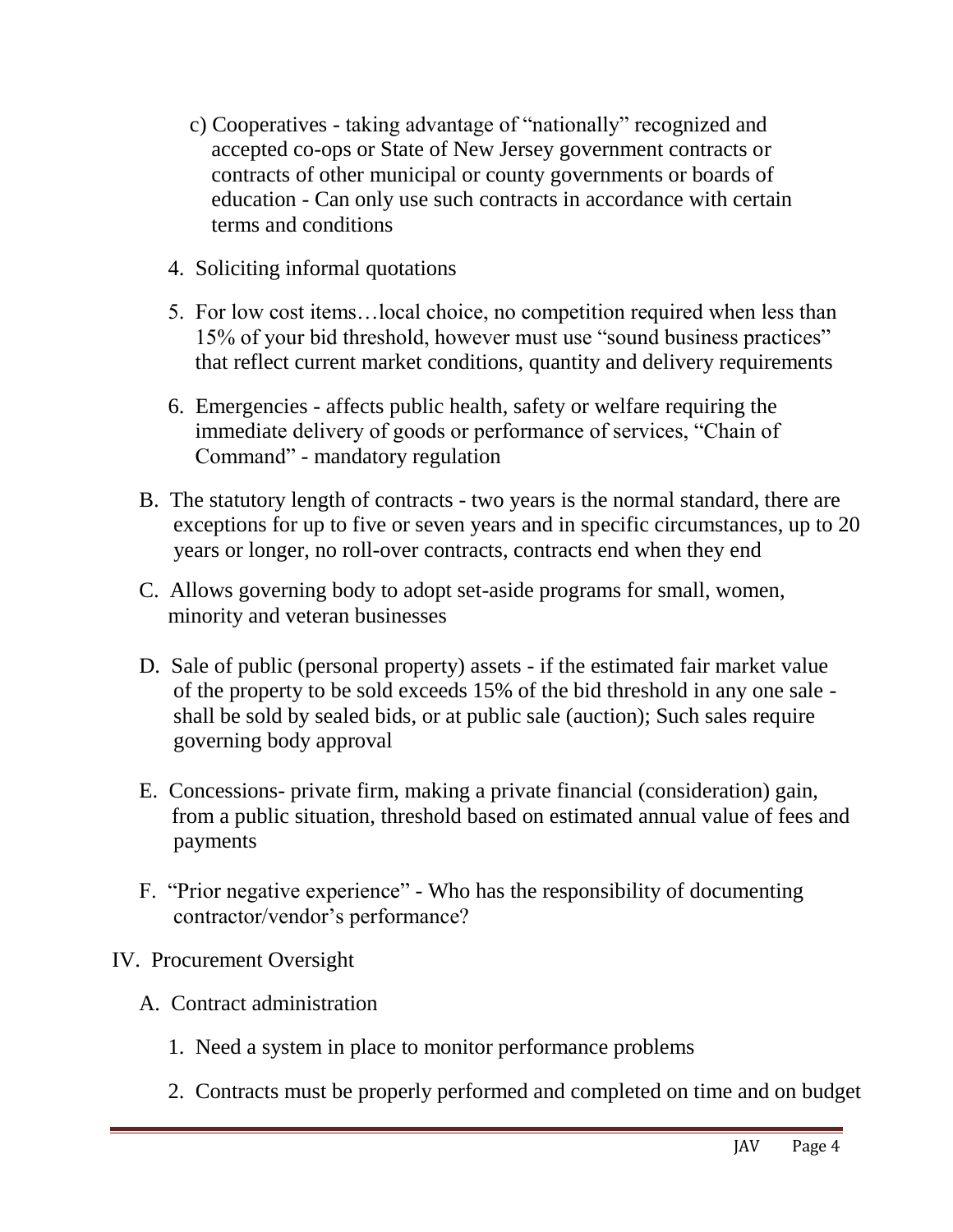c) Cooperatives - taking advantage of "nationally" recognized and accepted co-ops or State of New Jersey government contracts or contracts of other municipal or county governments or boards of education - Can only use such contracts in accordance with certain terms and conditions

4. Soliciting informal quotations

5. For low cost items…local choice, no competition required when less than 15% of your bid threshold, however must use "sound business practices" that reflect current market conditions, quantity and delivery requirements

6. Emergencies - affects public health, safety or welfare requiring the immediate delivery of goods or performance of services, "Chain of Command" - mandatory regulation

B. The statutory length of contracts - two years is the normal standard, there are exceptions for up to five or seven years and in specific circumstances, up to 20 years or longer, no roll-over contracts, contracts end when they end

C. Allows governing body to adopt set-aside programs for small, women, minority and veteran businesses

D. Sale of public (personal property) assets - if the estimated fair market value of the property to be sold exceeds 15% of the bid threshold in any one sale - shall be sold by sealed bids, or at public sale (auction); Such sales require governing body approval

E. Concessions- private firm, making a private financial (consideration) gain, from a public situation, threshold based on estimated annual value of fees and payments

F. "Prior negative experience" - Who has the responsibility of documenting contractor/vendor's performance?

IV. Procurement Oversight

A. Contract administration

1. Need a system in place to monitor performance problems

2. Contracts must be properly performed and completed on time and on budget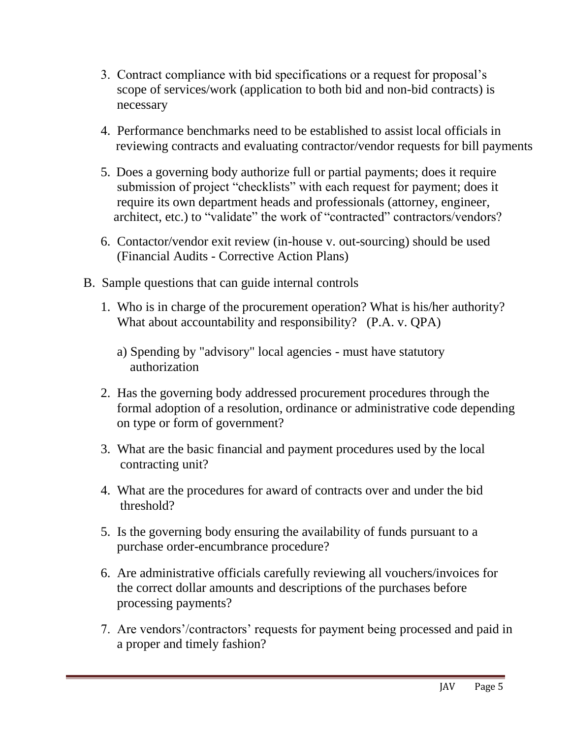3. Contract compliance with bid specifications or a request for proposal's scope of services/work (application to both bid and non-bid contracts) is necessary

4. Performance benchmarks need to be established to assist local officials in reviewing contracts and evaluating contractor/vendor requests for bill payments

5. Does a governing body authorize full or partial payments; does it require submission of project "checklists" with each request for payment; does it require its own department heads and professionals (attorney, engineer, architect, etc.) to "validate" the work of "contracted" contractors/vendors?

6. Contactor/vendor exit review (in-house v. out-sourcing) should be used (Financial Audits - Corrective Action Plans)

B. Sample questions that can guide internal controls

1. Who is in charge of the procurement operation? What is his/her authority? What about accountability and responsibility? (P.A. v. QPA)

   a) Spending by "advisory" local agencies - must have statutory authorization

2. Has the governing body addressed procurement procedures through the formal adoption of a resolution, ordinance or administrative code depending on type or form of government?

3. What are the basic financial and payment procedures used by the local contracting unit?

4. What are the procedures for award of contracts over and under the bid threshold?

5. Is the governing body ensuring the availability of funds pursuant to a purchase order-encumbrance procedure?

6. Are administrative officials carefully reviewing all vouchers/invoices for the correct dollar amounts and descriptions of the purchases before processing payments?

7. Are vendors'/contractors' requests for payment being processed and paid in a proper and timely fashion?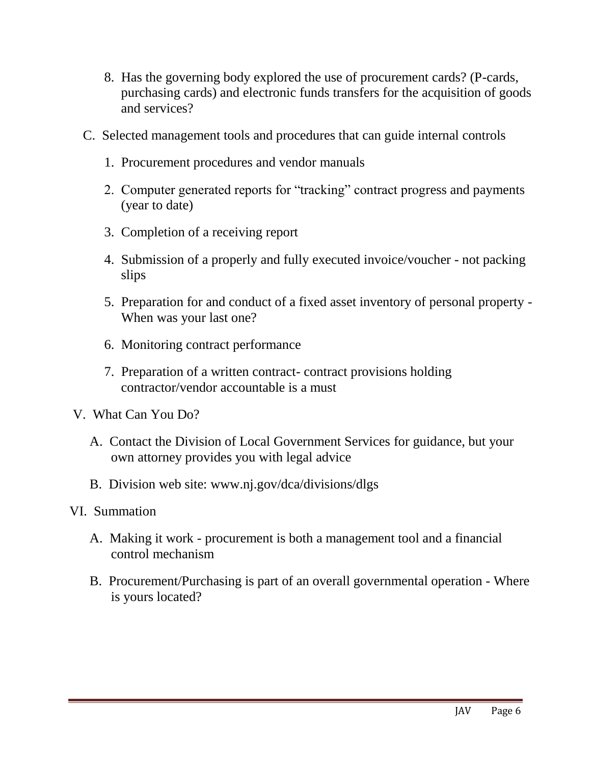8. Has the governing body explored the use of procurement cards? (P-cards, purchasing cards) and electronic funds transfers for the acquisition of goods and services?

C. Selected management tools and procedures that can guide internal controls

1. Procurement procedures and vendor manuals
2. Computer generated reports for "tracking" contract progress and payments (year to date)
3. Completion of a receiving report
4. Submission of a properly and fully executed invoice/voucher - not packing slips
5. Preparation for and conduct of a fixed asset inventory of personal property - When was your last one?
6. Monitoring contract performance
7. Preparation of a written contract- contract provisions holding contractor/vendor accountable is a must

V. What Can You Do?

A. Contact the Division of Local Government Services for guidance, but your own attorney provides you with legal advice

B. Division web site: www.nj.gov/dca/divisions/dlgs

VI. Summation

A. Making it work - procurement is both a management tool and a financial control mechanism

B. Procurement/Purchasing is part of an overall governmental operation - Where is yours located?